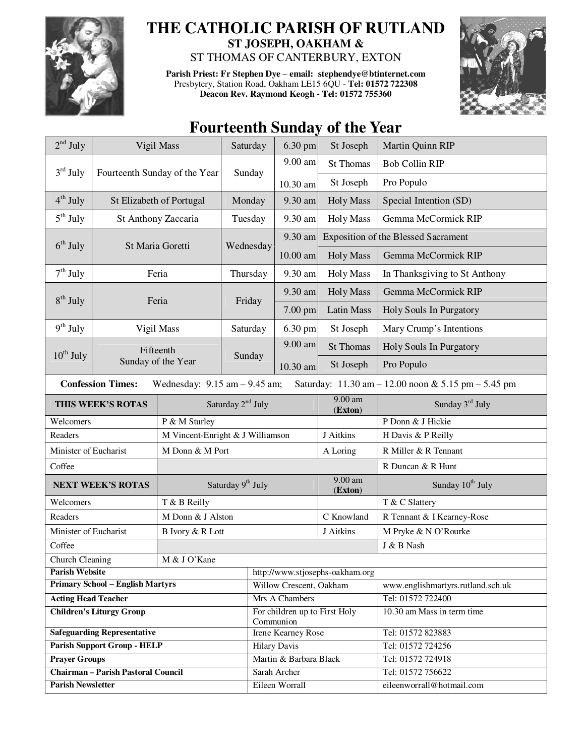# THE CATHOLIC PARISH OF RUTLAND

## ST JOSEPH, OAKHAM &

## ST THOMAS OF CANTERBURY, EXTON

**Parish Priest: Fr Stephen Dye – email: stephendye@btinternet.com**
Presbytery, Station Road, Oakham LE15 6QU - **Tel: 01572 722308**
**Deacon Rev. Raymond Keogh - Tel: 01572 755360**

# Fourteenth Sunday of the Year

| Date | Feast | Day | Time | Place/Service | Intention |
|---|---|---|---|---|---|
| 2nd July | Vigil Mass | Saturday | 6.30 pm | St Joseph | Martin Quinn RIP |
| 3rd July | Fourteenth Sunday of the Year | Sunday | 9.00 am | St Thomas | Bob Collin RIP |
| | | | 10.30 am | St Joseph | Pro Populo |
| 4th July | St Elizabeth of Portugal | Monday | 9.30 am | Holy Mass | Special Intention (SD) |
| 5th July | St Anthony Zaccaria | Tuesday | 9.30 am | Holy Mass | Gemma McCormick RIP |
| 6th July | St Maria Goretti | Wednesday | 9.30 am | Exposition of the Blessed Sacrament | |
| | | | 10.00 am | Holy Mass | Gemma McCormick RIP |
| 7th July | Feria | Thursday | 9.30 am | Holy Mass | In Thanksgiving to St Anthony |
| 8th July | Feria | Friday | 9.30 am | Holy Mass | Gemma McCormick RIP |
| | | | 7.00 pm | Latin Mass | Holy Souls In Purgatory |
| 9th July | Vigil Mass | Saturday | 6.30 pm | St Joseph | Mary Crump's Intentions |
| 10th July | Fifteenth Sunday of the Year | Sunday | 9.00 am | St Thomas | Holy Souls In Purgatory |
| | | | 10.30 am | St Joseph | Pro Populo |

**Confession Times:** Wednesday: 9.15 am – 9.45 am; Saturday: 11.30 am – 12.00 noon & 5.15 pm – 5.45 pm

| THIS WEEK'S ROTAS | Saturday 2nd July | 9.00 am (Exton) | Sunday 3rd July |
|---|---|---|---|
| Welcomers | P & M Sturley | | P Donn & J Hickie |
| Readers | M Vincent-Enright & J Williamson | J Aitkins | H Davis & P Reilly |
| Minister of Eucharist | M Donn & M Port | A Loring | R Miller & R Tennant |
| Coffee | | | R Duncan & R Hunt |
| **NEXT WEEK'S ROTAS** | **Saturday 9th July** | **9.00 am (Exton)** | **Sunday 10th July** |
| Welcomers | T & B Reilly | | T & C Slattery |
| Readers | M Donn & J Alston | C Knowland | R Tennant & I Kearney-Rose |
| Minister of Eucharist | B Ivory & R Lott | J Aitkins | M Pryke & N O'Rourke |
| Coffee | | | J & B Nash |
| Church Cleaning | M & J O'Kane | | |

| | | |
|---|---|---|
| **Parish Website** | http://www.stjosephs-oakham.org | |
| **Primary School – English Martyrs** | Willow Crescent, Oakham | www.englishmartyrs.rutland.sch.uk |
| **Acting Head Teacher** | Mrs A Chambers | Tel: 01572 722400 |
| **Children's Liturgy Group** | For children up to First Holy Communion | 10.30 am Mass in term time |
| **Safeguarding Representative** | Irene Kearney Rose | Tel: 01572 823883 |
| **Parish Support Group - HELP** | Hilary Davis | Tel: 01572 724256 |
| **Prayer Groups** | Martin & Barbara Black | Tel: 01572 724918 |
| **Chairman – Parish Pastoral Council** | Sarah Archer | Tel: 01572 756622 |
| **Parish Newsletter** | Eileen Worrall | eileenworrall@hotmail.com |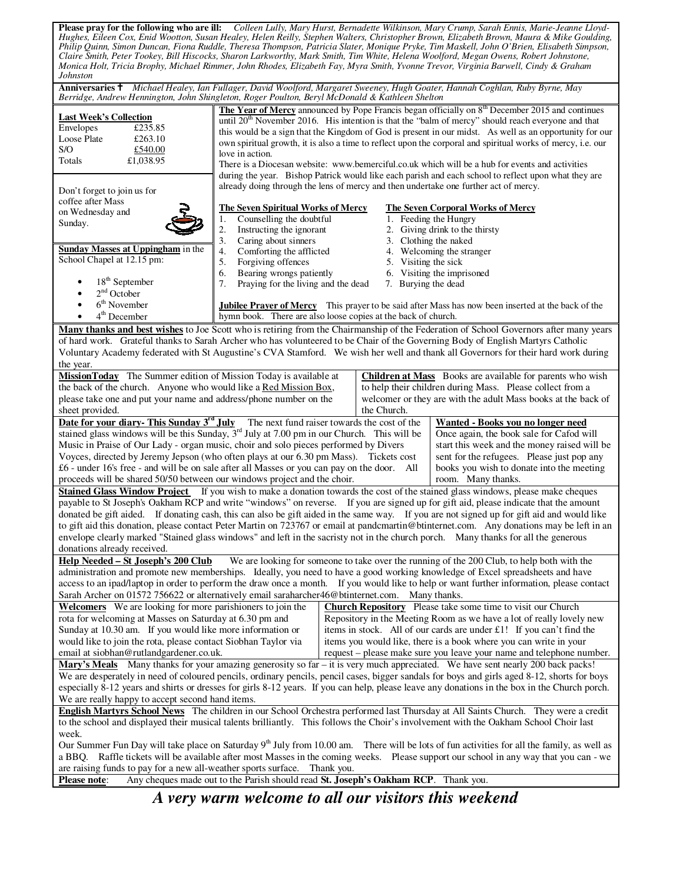**Please pray for the following who are ill:** *Colleen Lully, Mary Hurst, Bernadette Wilkinson, Mary Crump, Sarah Ennis, Marie-Jeanne Lloyd-Hughes, Eileen Cox, Enid Wootton, Susan Healey, Helen Reilly, Stephen Walters, Christopher Brown, Elizabeth Brown, Maura & Mike Goulding, Philip Quinn, Simon Duncan, Fiona Ruddle, Theresa Thompson, Patricia Slater, Monique Pryke, Tim Maskell, John O'Brien, Elisabeth Simpson, Claire Smith, Peter Tookey, Bill Hiscocks, Sharon Larkworthy, Mark Smith, Tim White, Helena Woolford, Megan Owens, Robert Johnstone, Monica Holt, Tricia Brophy, Michael Rimmer, John Rhodes, Elizabeth Fay, Myra Smith, Yvonne Trevor, Virginia Barwell, Cindy & Graham Johnston*

**Anniversaries** ✝ *Michael Healey, Ian Fullager, David Woolford, Margaret Sweeney, Hugh Goater, Hannah Coghlan, Ruby Byrne, May Berridge, Andrew Hennington, John Shingleton, Roger Poulton, Beryl McDonald & Kathleen Shelton*

**Last Week's Collection**

| | |
|---|---|
| Envelopes | £235.85 |
| Loose Plate | £263.10 |
| S/O | £540.00 |
| Totals | £1,038.95 |

Don't forget to join us for coffee after Mass on Wednesday and Sunday.

**Sunday Masses at Uppingham** in the School Chapel at 12.15 pm:

- 18th September
- 2nd October
- 6th November
- 4th December

**The Year of Mercy** announced by Pope Francis began officially on 8th December 2015 and continues until 20th November 2016. His intention is that the "balm of mercy" should reach everyone and that this would be a sign that the Kingdom of God is present in our midst. As well as an opportunity for our own spiritual growth, it is also a time to reflect upon the corporal and spiritual works of mercy, i.e. our love in action.

There is a Diocesan website: www.bemerciful.co.uk which will be a hub for events and activities during the year. Bishop Patrick would like each parish and each school to reflect upon what they are already doing through the lens of mercy and then undertake one further act of mercy.

**The Seven Spiritual Works of Mercy**

1. Counselling the doubtful
2. Instructing the ignorant
3. Caring about sinners
4. Comforting the afflicted
5. Forgiving offences
6. Bearing wrongs patiently
7. Praying for the living and the dead

**The Seven Corporal Works of Mercy**

1. Feeding the Hungry
2. Giving drink to the thirsty
3. Clothing the naked
4. Welcoming the stranger
5. Visiting the sick
6. Visiting the imprisoned
7. Burying the dead

**Jubilee Prayer of Mercy** This prayer to be said after Mass has now been inserted at the back of the hymn book. There are also loose copies at the back of church.

**Many thanks and best wishes** to Joe Scott who is retiring from the Chairmanship of the Federation of School Governors after many years of hard work. Grateful thanks to Sarah Archer who has volunteered to be Chair of the Governing Body of English Martyrs Catholic Voluntary Academy federated with St Augustine's CVA Stamford. We wish her well and thank all Governors for their hard work during the year.

**MissionToday** The Summer edition of Mission Today is available at the back of the church. Anyone who would like a Red Mission Box, please take one and put your name and address/phone number on the sheet provided.

**Children at Mass** Books are available for parents who wish to help their children during Mass. Please collect from a welcomer or they are with the adult Mass books at the back of the Church.

**Date for your diary- This Sunday 3rd July** The next fund raiser towards the cost of the stained glass windows will be this Sunday, 3rd July at 7.00 pm in our Church. This will be Music in Praise of Our Lady - organ music, choir and solo pieces performed by Divers Voyces, directed by Jeremy Jepson (who often plays at our 6.30 pm Mass). Tickets cost £6 - under 16's free - and will be on sale after all Masses or you can pay on the door. All proceeds will be shared 50/50 between our windows project and the choir.

**Wanted - Books you no longer need** Once again, the book sale for Cafod will start this week and the money raised will be sent for the refugees. Please just pop any books you wish to donate into the meeting room. Many thanks.

**Stained Glass Window Project** If you wish to make a donation towards the cost of the stained glass windows, please make cheques payable to St Joseph's Oakham RCP and write "windows" on reverse. If you are signed up for gift aid, please indicate that the amount donated be gift aided. If donating cash, this can also be gift aided in the same way. If you are not signed up for gift aid and would like to gift aid this donation, please contact Peter Martin on 723767 or email at pandcmartin@btinternet.com. Any donations may be left in an envelope clearly marked "Stained glass windows" and left in the sacristy not in the church porch. Many thanks for all the generous donations already received.

**Help Needed – St Joseph's 200 Club** We are looking for someone to take over the running of the 200 Club, to help both with the administration and promote new memberships. Ideally, you need to have a good working knowledge of Excel spreadsheets and have access to an ipad/laptop in order to perform the draw once a month. If you would like to help or want further information, please contact Sarah Archer on 01572 756622 or alternatively email saraharcher46@btinternet.com. Many thanks.

**Welcomers** We are looking for more parishioners to join the rota for welcoming at Masses on Saturday at 6.30 pm and Sunday at 10.30 am. If you would like more information or would like to join the rota, please contact Siobhan Taylor via email at siobhan@rutlandgardener.co.uk.

**Church Repository** Please take some time to visit our Church Repository in the Meeting Room as we have a lot of really lovely new items in stock. All of our cards are under £1! If you can't find the items you would like, there is a book where you can write in your request – please make sure you leave your name and telephone number.

**Mary's Meals** Many thanks for your amazing generosity so far – it is very much appreciated. We have sent nearly 200 back packs! We are desperately in need of coloured pencils, ordinary pencils, pencil cases, bigger sandals for boys and girls aged 8-12, shorts for boys especially 8-12 years and shirts or dresses for girls 8-12 years. If you can help, please leave any donations in the box in the Church porch. We are really happy to accept second hand items.

**English Martyrs School News** The children in our School Orchestra performed last Thursday at All Saints Church. They were a credit to the school and displayed their musical talents brilliantly. This follows the Choir's involvement with the Oakham School Choir last week.

Our Summer Fun Day will take place on Saturday 9th July from 10.00 am. There will be lots of fun activities for all the family, as well as a BBQ. Raffle tickets will be available after most Masses in the coming weeks. Please support our school in any way that you can - we are raising funds to pay for a new all-weather sports surface. Thank you.

**Please note**: Any cheques made out to the Parish should read **St. Joseph's Oakham RCP**. Thank you.

***A very warm welcome to all our visitors this weekend***